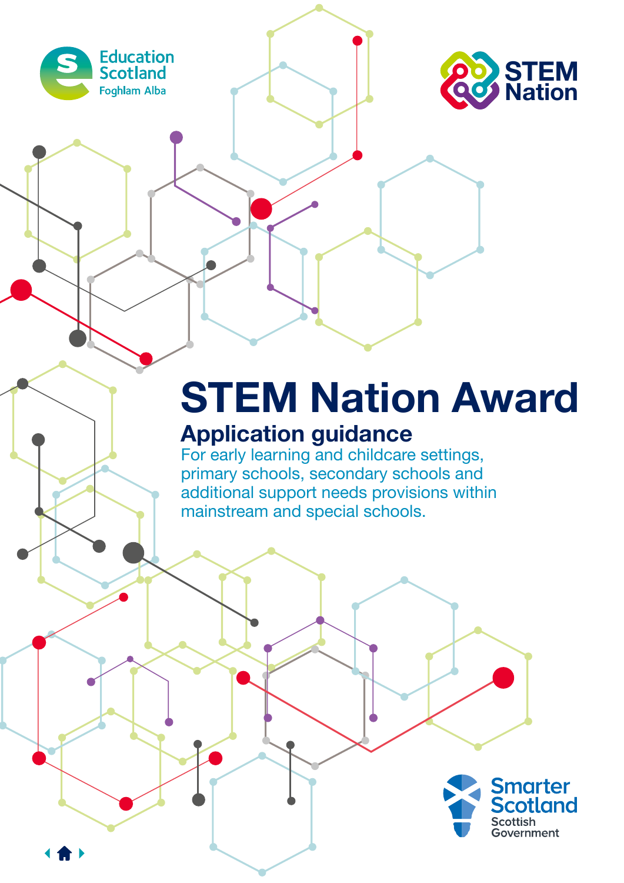Education Scotland
Foghlam Alba

STEM Nation

# STEM Nation Award

## Application guidance

For early learning and childcare settings, primary schools, secondary schools and additional support needs provisions within mainstream and special schools.

Smarter Scotland
Scottish Government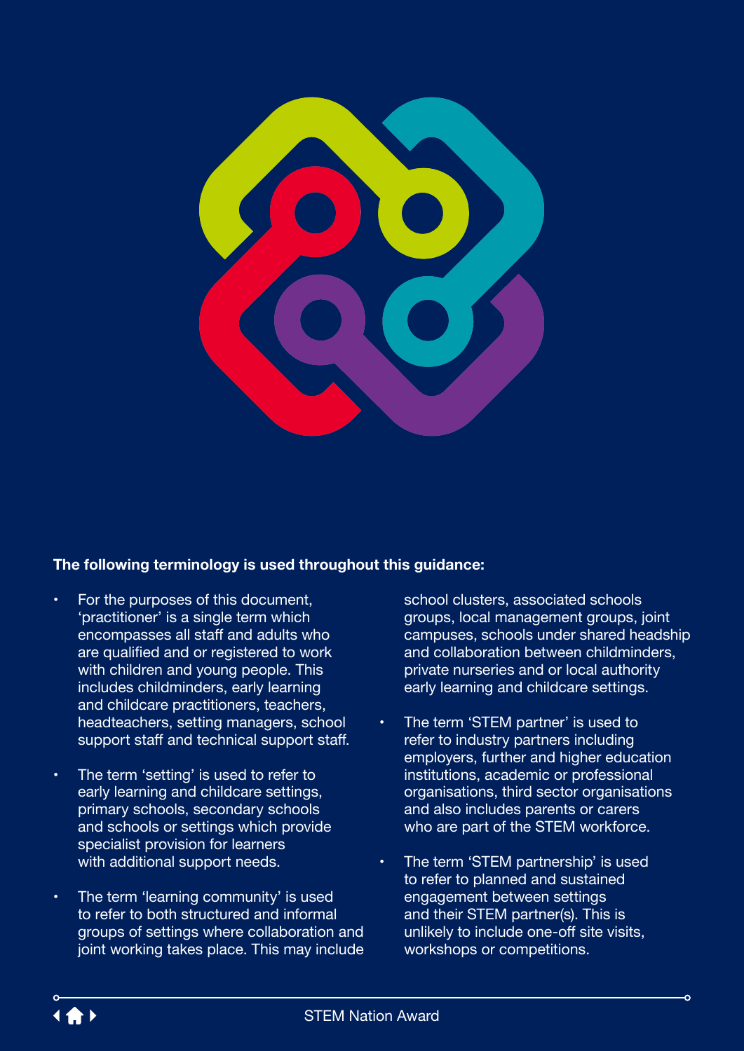**The following terminology is used throughout this guidance:**

- For the purposes of this document, 'practitioner' is a single term which encompasses all staff and adults who are qualified and or registered to work with children and young people. This includes childminders, early learning and childcare practitioners, teachers, headteachers, setting managers, school support staff and technical support staff.
- The term 'setting' is used to refer to early learning and childcare settings, primary schools, secondary schools and schools or settings which provide specialist provision for learners with additional support needs.
- The term 'learning community' is used to refer to both structured and informal groups of settings where collaboration and joint working takes place. This may include school clusters, associated schools groups, local management groups, joint campuses, schools under shared headship and collaboration between childminders, private nurseries and or local authority early learning and childcare settings.
- The term 'STEM partner' is used to refer to industry partners including employers, further and higher education institutions, academic or professional organisations, third sector organisations and also includes parents or carers who are part of the STEM workforce.
- The term 'STEM partnership' is used to refer to planned and sustained engagement between settings and their STEM partner(s). This is unlikely to include one-off site visits, workshops or competitions.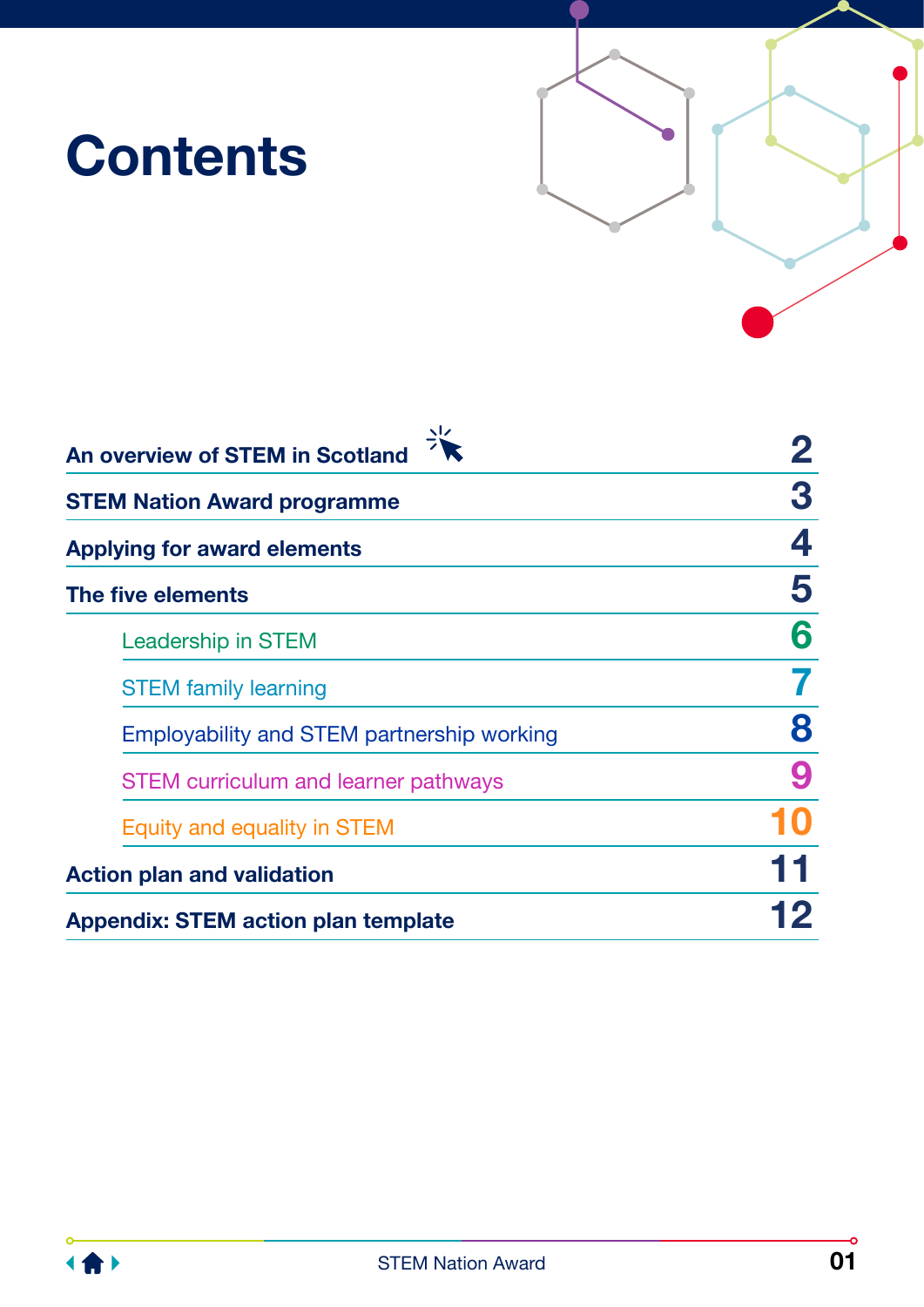# Contents

| | |
|---|---|
| **An overview of STEM in Scotland** | **2** |
| **STEM Nation Award programme** | **3** |
| **Applying for award elements** | **4** |
| **The five elements** | **5** |
| Leadership in STEM | **6** |
| STEM family learning | **7** |
| Employability and STEM partnership working | **8** |
| STEM curriculum and learner pathways | **9** |
| Equity and equality in STEM | **10** |
| **Action plan and validation** | **11** |
| **Appendix: STEM action plan template** | **12** |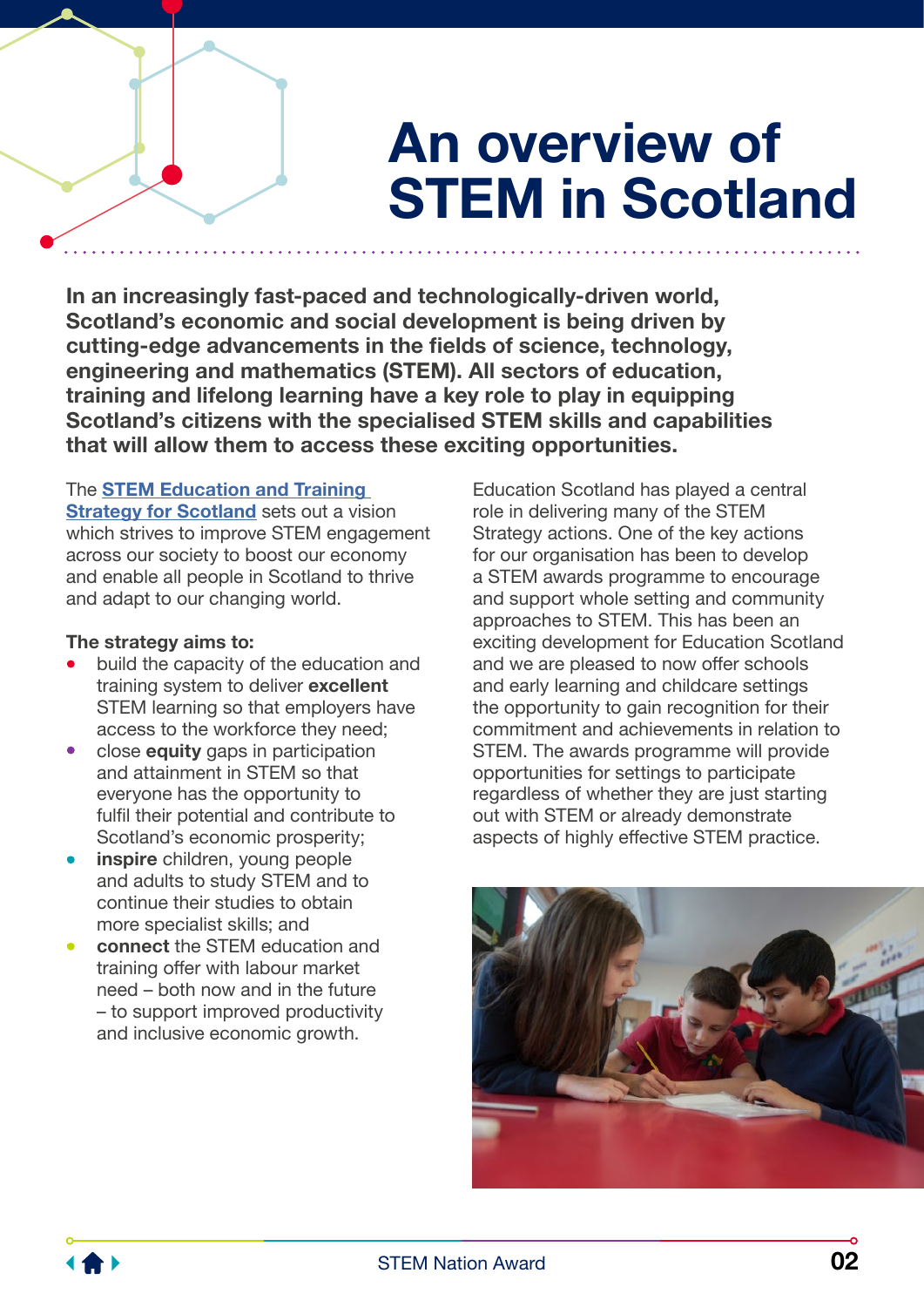# An overview of STEM in Scotland

**In an increasingly fast-paced and technologically-driven world, Scotland's economic and social development is being driven by cutting-edge advancements in the fields of science, technology, engineering and mathematics (STEM). All sectors of education, training and lifelong learning have a key role to play in equipping Scotland's citizens with the specialised STEM skills and capabilities that will allow them to access these exciting opportunities.**

The **STEM Education and Training Strategy for Scotland** sets out a vision which strives to improve STEM engagement across our society to boost our economy and enable all people in Scotland to thrive and adapt to our changing world.

**The strategy aims to:**

- build the capacity of the education and training system to deliver **excellent** STEM learning so that employers have access to the workforce they need;
- close **equity** gaps in participation and attainment in STEM so that everyone has the opportunity to fulfil their potential and contribute to Scotland's economic prosperity;
- **inspire** children, young people and adults to study STEM and to continue their studies to obtain more specialist skills; and
- **connect** the STEM education and training offer with labour market need – both now and in the future – to support improved productivity and inclusive economic growth.

Education Scotland has played a central role in delivering many of the STEM Strategy actions. One of the key actions for our organisation has been to develop a STEM awards programme to encourage and support whole setting and community approaches to STEM. This has been an exciting development for Education Scotland and we are pleased to now offer schools and early learning and childcare settings the opportunity to gain recognition for their commitment and achievements in relation to STEM. The awards programme will provide opportunities for settings to participate regardless of whether they are just starting out with STEM or already demonstrate aspects of highly effective STEM practice.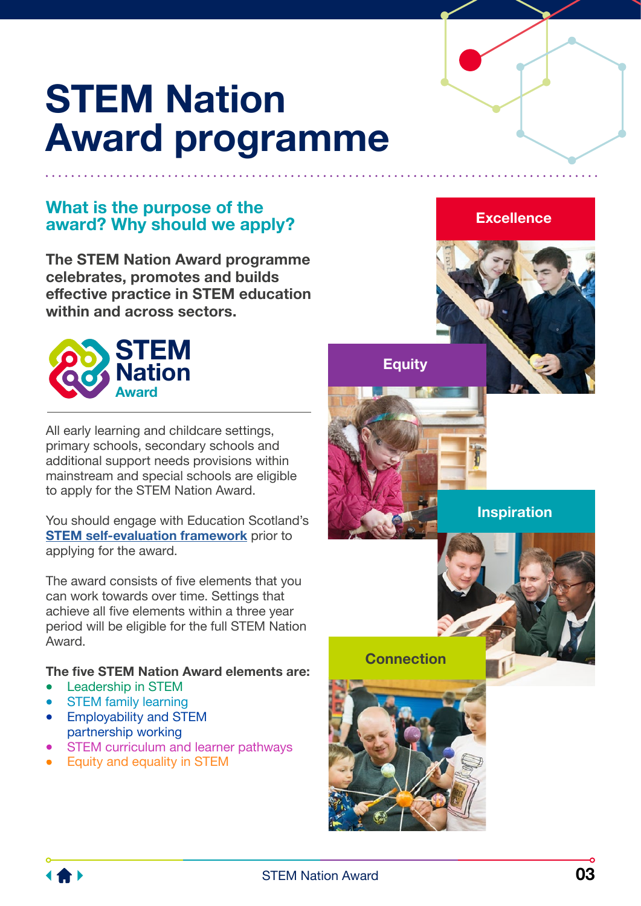# STEM Nation Award programme

## What is the purpose of the award? Why should we apply?

**The STEM Nation Award programme celebrates, promotes and builds effective practice in STEM education within and across sectors.**

STEM Nation Award

All early learning and childcare settings, primary schools, secondary schools and additional support needs provisions within mainstream and special schools are eligible to apply for the STEM Nation Award.

You should engage with Education Scotland's STEM self-evaluation framework prior to applying for the award.

The award consists of five elements that you can work towards over time. Settings that achieve all five elements within a three year period will be eligible for the full STEM Nation Award.

**The five STEM Nation Award elements are:**

- Leadership in STEM
- STEM family learning
- Employability and STEM partnership working
- STEM curriculum and learner pathways
- Equity and equality in STEM

Excellence

Equity

Inspiration

Connection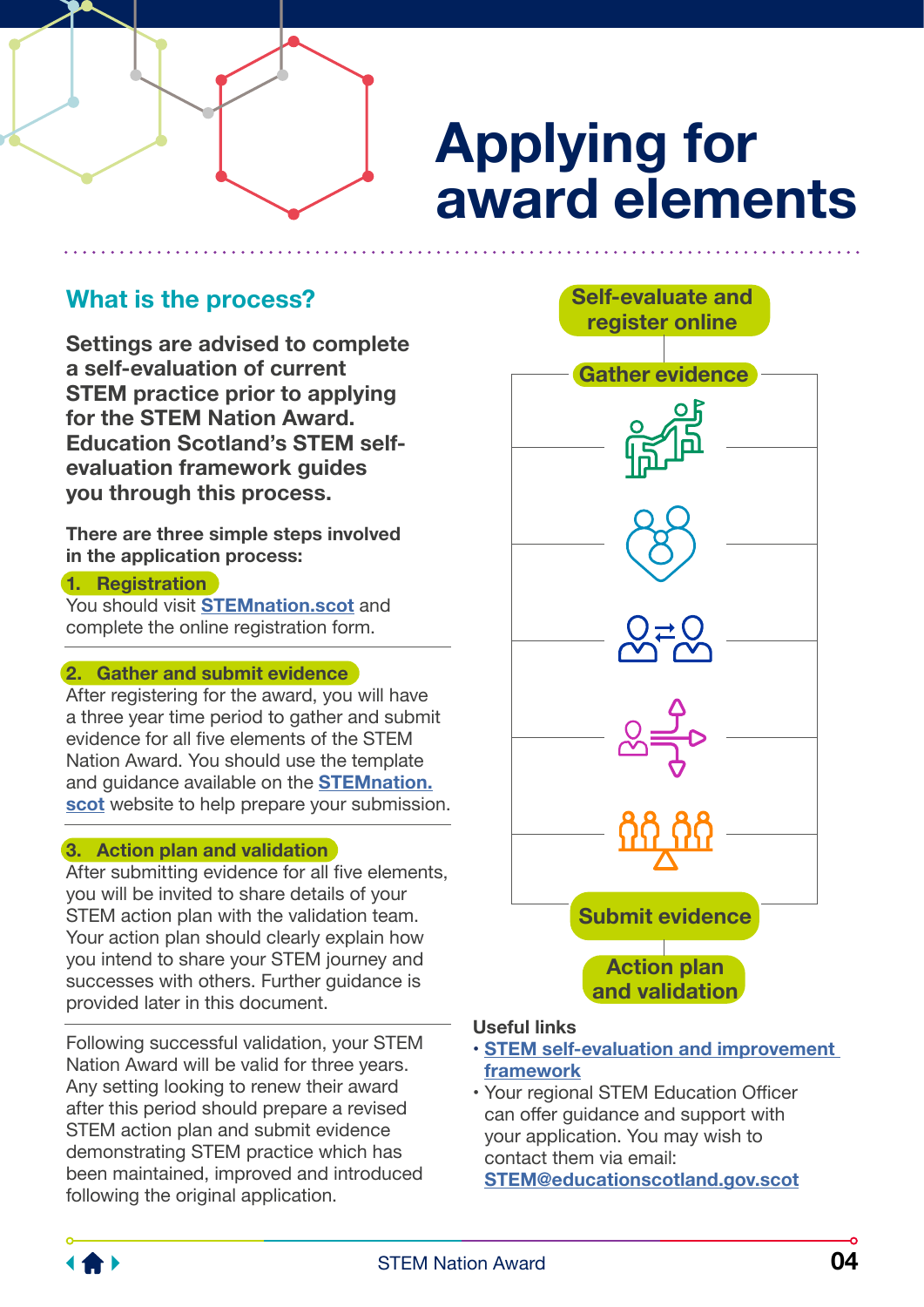# Applying for award elements

## What is the process?

**Settings are advised to complete a self-evaluation of current STEM practice prior to applying for the STEM Nation Award. Education Scotland's STEM self-evaluation framework guides you through this process.**

**There are three simple steps involved in the application process:**

**1. Registration**

You should visit [STEMnation.scot](STEMnation.scot) and complete the online registration form.

**2. Gather and submit evidence**

After registering for the award, you will have a three year time period to gather and submit evidence for all five elements of the STEM Nation Award. You should use the template and guidance available on the [STEMnation.scot](STEMnation.scot) website to help prepare your submission.

**3. Action plan and validation**

After submitting evidence for all five elements, you will be invited to share details of your STEM action plan with the validation team. Your action plan should clearly explain how you intend to share your STEM journey and successes with others. Further guidance is provided later in this document.

Following successful validation, your STEM Nation Award will be valid for three years. Any setting looking to renew their award after this period should prepare a revised STEM action plan and submit evidence demonstrating STEM practice which has been maintained, improved and introduced following the original application.

**Self-evaluate and register online**

**Gather evidence**

**Submit evidence**

**Action plan and validation**

### Useful links

- [STEM self-evaluation and improvement framework]()
- Your regional STEM Education Officer can offer guidance and support with your application. You may wish to contact them via email: [STEM@educationscotland.gov.scot](mailto:STEM@educationscotland.gov.scot)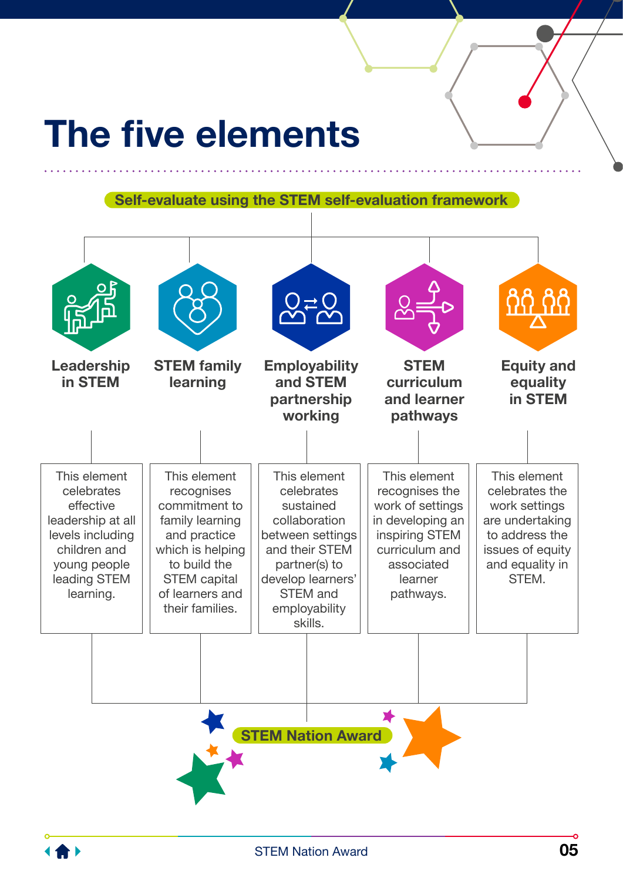# The five elements

**Self-evaluate using the STEM self-evaluation framework**

### Leadership in STEM

This element celebrates effective leadership at all levels including children and young people leading STEM learning.

### STEM family learning

This element recognises commitment to family learning and practice which is helping to build the STEM capital of learners and their families.

### Employability and STEM partnership working

This element celebrates sustained collaboration between settings and their STEM partner(s) to develop learners' STEM and employability skills.

### STEM curriculum and learner pathways

This element recognises the work of settings in developing an inspiring STEM curriculum and associated learner pathways.

### Equity and equality in STEM

This element celebrates the work settings are undertaking to address the issues of equity and equality in STEM.

**STEM Nation Award**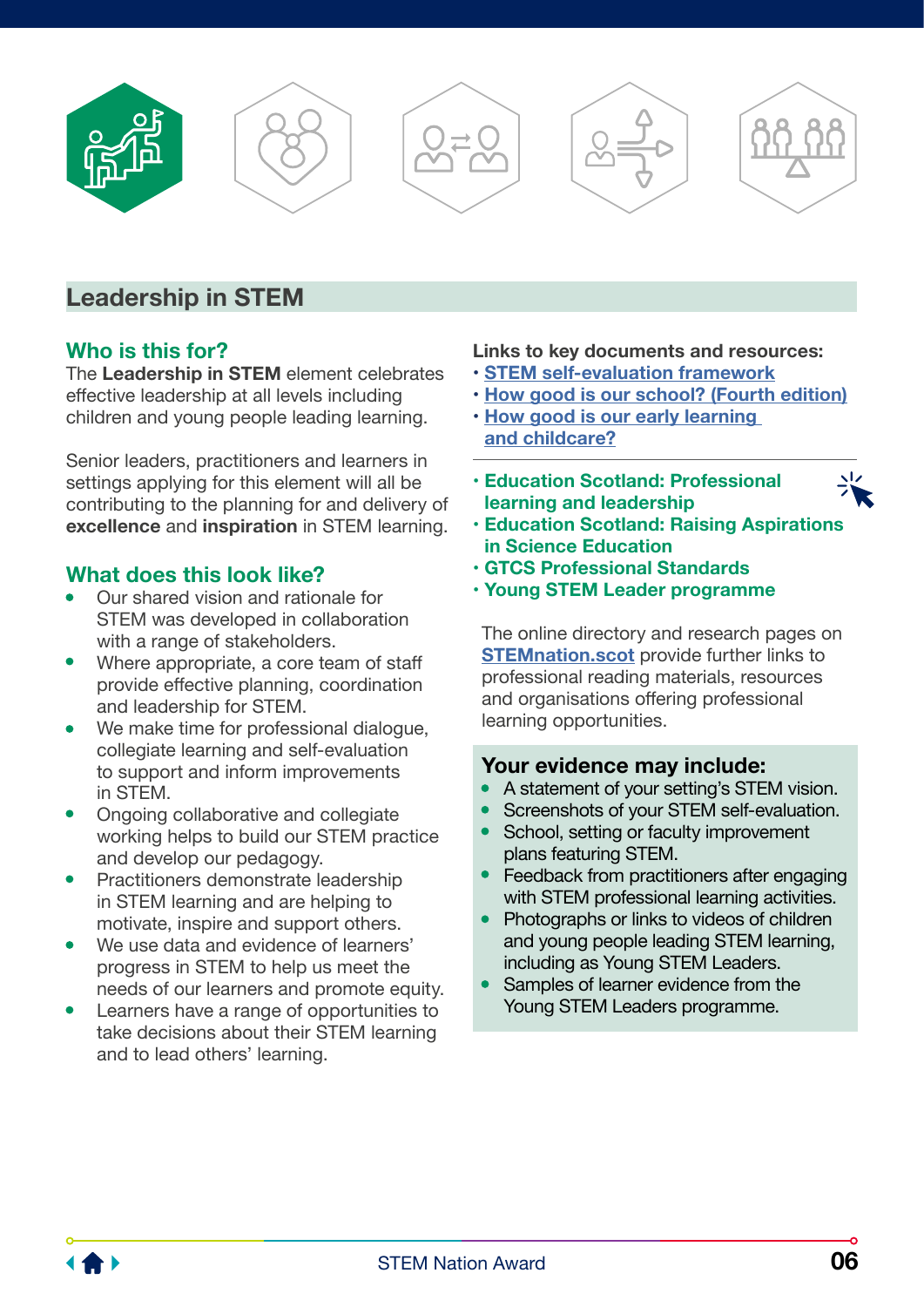## Leadership in STEM

### Who is this for?

The **Leadership in STEM** element celebrates effective leadership at all levels including children and young people leading learning.

Senior leaders, practitioners and learners in settings applying for this element will all be contributing to the planning for and delivery of **excellence** and **inspiration** in STEM learning.

### What does this look like?

- Our shared vision and rationale for STEM was developed in collaboration with a range of stakeholders.
- Where appropriate, a core team of staff provide effective planning, coordination and leadership for STEM.
- We make time for professional dialogue, collegiate learning and self-evaluation to support and inform improvements in STEM.
- Ongoing collaborative and collegiate working helps to build our STEM practice and develop our pedagogy.
- Practitioners demonstrate leadership in STEM learning and are helping to motivate, inspire and support others.
- We use data and evidence of learners' progress in STEM to help us meet the needs of our learners and promote equity.
- Learners have a range of opportunities to take decisions about their STEM learning and to lead others' learning.

**Links to key documents and resources:**

- STEM self-evaluation framework
- How good is our school? (Fourth edition)
- How good is our early learning and childcare?

---

- Education Scotland: Professional learning and leadership
- Education Scotland: Raising Aspirations in Science Education
- GTCS Professional Standards
- Young STEM Leader programme

The online directory and research pages on STEMnation.scot provide further links to professional reading materials, resources and organisations offering professional learning opportunities.

### Your evidence may include:

- A statement of your setting's STEM vision.
- Screenshots of your STEM self-evaluation.
- School, setting or faculty improvement plans featuring STEM.
- Feedback from practitioners after engaging with STEM professional learning activities.
- Photographs or links to videos of children and young people leading STEM learning, including as Young STEM Leaders.
- Samples of learner evidence from the Young STEM Leaders programme.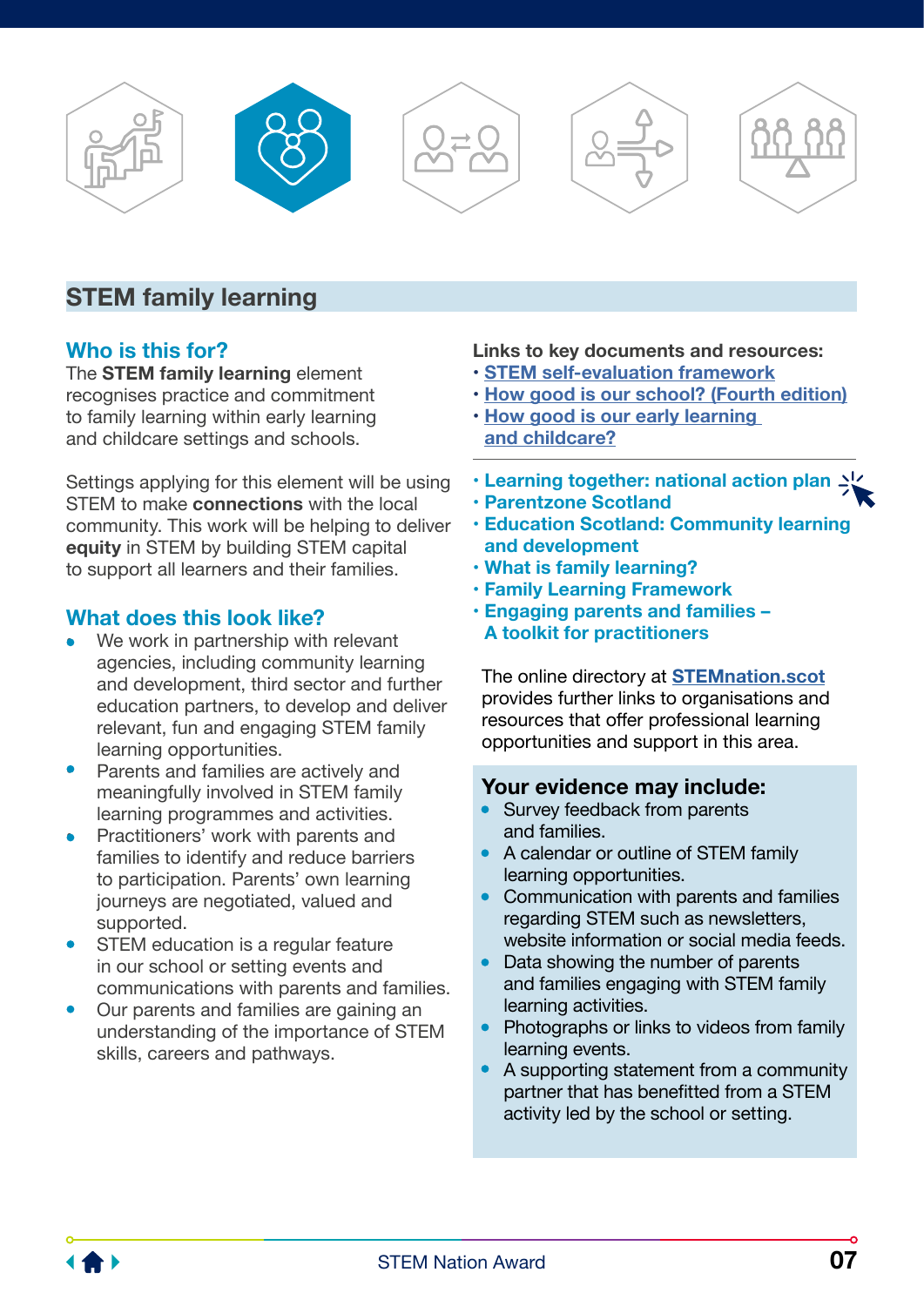## STEM family learning

### Who is this for?

The **STEM family learning** element recognises practice and commitment to family learning within early learning and childcare settings and schools.

Settings applying for this element will be using STEM to make **connections** with the local community. This work will be helping to deliver **equity** in STEM by building STEM capital to support all learners and their families.

### What does this look like?

- We work in partnership with relevant agencies, including community learning and development, third sector and further education partners, to develop and deliver relevant, fun and engaging STEM family learning opportunities.
- Parents and families are actively and meaningfully involved in STEM family learning programmes and activities.
- Practitioners' work with parents and families to identify and reduce barriers to participation. Parents' own learning journeys are negotiated, valued and supported.
- STEM education is a regular feature in our school or setting events and communications with parents and families.
- Our parents and families are gaining an understanding of the importance of STEM skills, careers and pathways.

**Links to key documents and resources:**

- STEM self-evaluation framework
- How good is our school? (Fourth edition)
- How good is our early learning and childcare?

---

- Learning together: national action plan
- Parentzone Scotland
- Education Scotland: Community learning and development
- What is family learning?
- Family Learning Framework
- Engaging parents and families – A toolkit for practitioners

The online directory at STEMnation.scot provides further links to organisations and resources that offer professional learning opportunities and support in this area.

### Your evidence may include:

- Survey feedback from parents and families.
- A calendar or outline of STEM family learning opportunities.
- Communication with parents and families regarding STEM such as newsletters, website information or social media feeds.
- Data showing the number of parents and families engaging with STEM family learning activities.
- Photographs or links to videos from family learning events.
- A supporting statement from a community partner that has benefitted from a STEM activity led by the school or setting.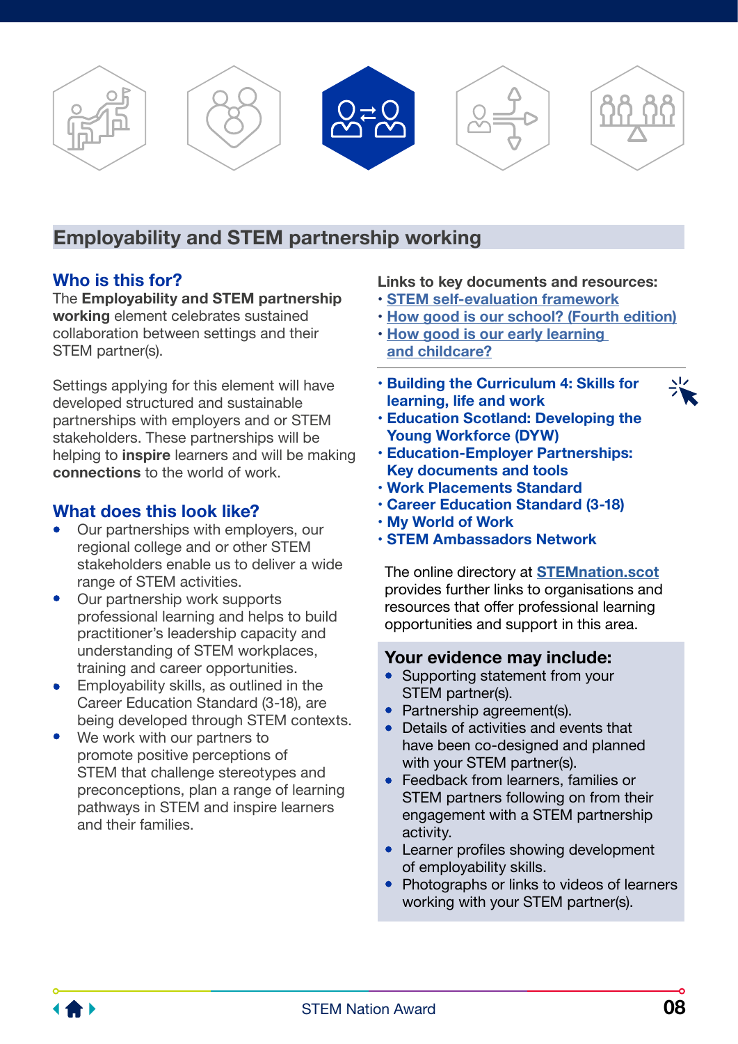## Employability and STEM partnership working

### Who is this for?

The **Employability and STEM partnership working** element celebrates sustained collaboration between settings and their STEM partner(s).

Settings applying for this element will have developed structured and sustainable partnerships with employers and or STEM stakeholders. These partnerships will be helping to **inspire** learners and will be making **connections** to the world of work.

### What does this look like?

- Our partnerships with employers, our regional college and or other STEM stakeholders enable us to deliver a wide range of STEM activities.
- Our partnership work supports professional learning and helps to build practitioner's leadership capacity and understanding of STEM workplaces, training and career opportunities.
- Employability skills, as outlined in the Career Education Standard (3-18), are being developed through STEM contexts.
- We work with our partners to promote positive perceptions of STEM that challenge stereotypes and preconceptions, plan a range of learning pathways in STEM and inspire learners and their families.

**Links to key documents and resources:**

- STEM self-evaluation framework
- How good is our school? (Fourth edition)
- How good is our early learning and childcare?

---

- **Building the Curriculum 4: Skills for learning, life and work**
- **Education Scotland: Developing the Young Workforce (DYW)**
- **Education-Employer Partnerships: Key documents and tools**
- **Work Placements Standard**
- **Career Education Standard (3-18)**
- **My World of Work**
- **STEM Ambassadors Network**

The online directory at **STEMnation.scot** provides further links to organisations and resources that offer professional learning opportunities and support in this area.

### Your evidence may include:

- Supporting statement from your STEM partner(s).
- Partnership agreement(s).
- Details of activities and events that have been co-designed and planned with your STEM partner(s).
- Feedback from learners, families or STEM partners following on from their engagement with a STEM partnership activity.
- Learner profiles showing development of employability skills.
- Photographs or links to videos of learners working with your STEM partner(s).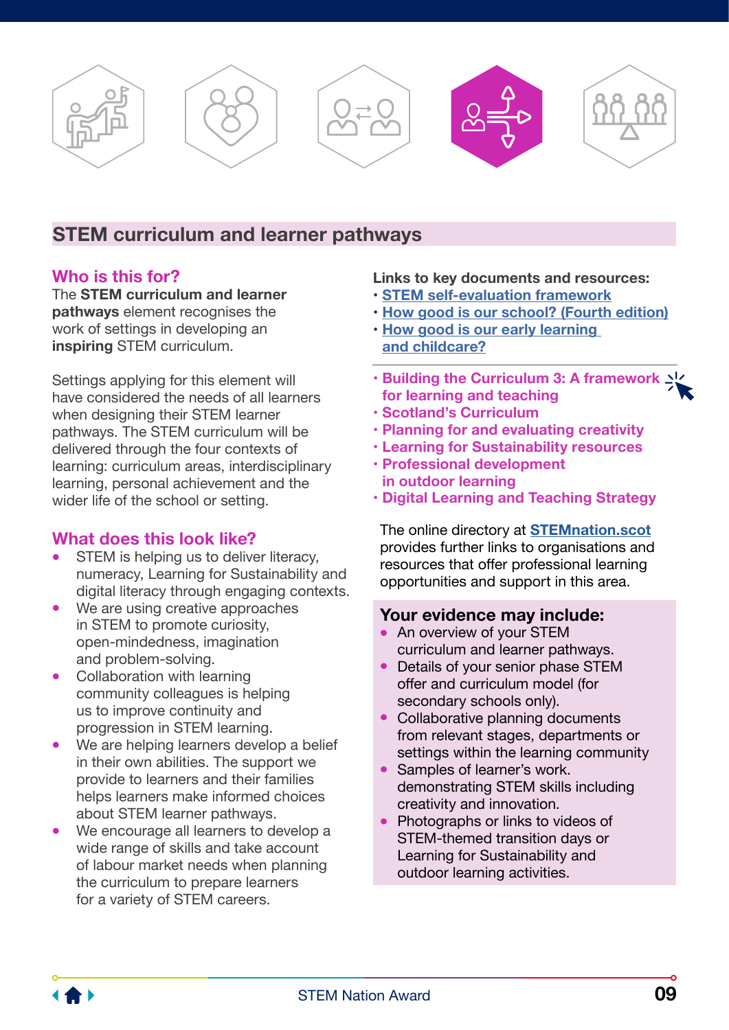## STEM curriculum and learner pathways

### Who is this for?

The **STEM curriculum and learner pathways** element recognises the work of settings in developing an **inspiring** STEM curriculum.

Settings applying for this element will have considered the needs of all learners when designing their STEM learner pathways. The STEM curriculum will be delivered through the four contexts of learning: curriculum areas, interdisciplinary learning, personal achievement and the wider life of the school or setting.

### What does this look like?

- STEM is helping us to deliver literacy, numeracy, Learning for Sustainability and digital literacy through engaging contexts.
- We are using creative approaches in STEM to promote curiosity, open-mindedness, imagination and problem-solving.
- Collaboration with learning community colleagues is helping us to improve continuity and progression in STEM learning.
- We are helping learners develop a belief in their own abilities. The support we provide to learners and their families helps learners make informed choices about STEM learner pathways.
- We encourage all learners to develop a wide range of skills and take account of labour market needs when planning the curriculum to prepare learners for a variety of STEM careers.

**Links to key documents and resources:**

- STEM self-evaluation framework
- How good is our school? (Fourth edition)
- How good is our early learning and childcare?

---

- Building the Curriculum 3: A framework for learning and teaching
- Scotland's Curriculum
- Planning for and evaluating creativity
- Learning for Sustainability resources
- Professional development in outdoor learning
- Digital Learning and Teaching Strategy

The online directory at **STEMnation.scot** provides further links to organisations and resources that offer professional learning opportunities and support in this area.

### Your evidence may include:

- An overview of your STEM curriculum and learner pathways.
- Details of your senior phase STEM offer and curriculum model (for secondary schools only).
- Collaborative planning documents from relevant stages, departments or settings within the learning community
- Samples of learner's work. demonstrating STEM skills including creativity and innovation.
- Photographs or links to videos of STEM-themed transition days or Learning for Sustainability and outdoor learning activities.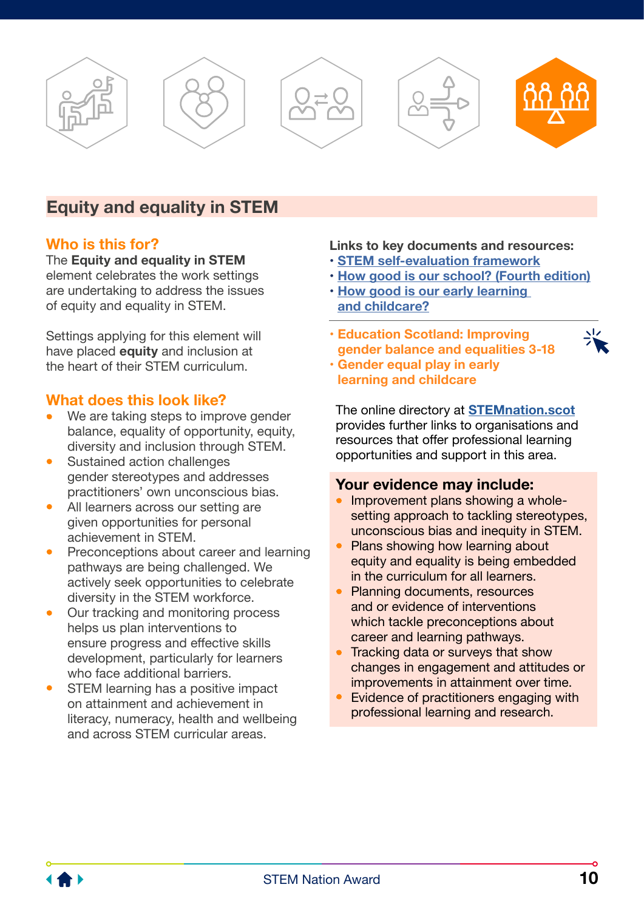## Equity and equality in STEM

### Who is this for?

The **Equity and equality in STEM** element celebrates the work settings are undertaking to address the issues of equity and equality in STEM.

Settings applying for this element will have placed **equity** and inclusion at the heart of their STEM curriculum.

### What does this look like?

- We are taking steps to improve gender balance, equality of opportunity, equity, diversity and inclusion through STEM.
- Sustained action challenges gender stereotypes and addresses practitioners' own unconscious bias.
- All learners across our setting are given opportunities for personal achievement in STEM.
- Preconceptions about career and learning pathways are being challenged. We actively seek opportunities to celebrate diversity in the STEM workforce.
- Our tracking and monitoring process helps us plan interventions to ensure progress and effective skills development, particularly for learners who face additional barriers.
- STEM learning has a positive impact on attainment and achievement in literacy, numeracy, health and wellbeing and across STEM curricular areas.

**Links to key documents and resources:**

- STEM self-evaluation framework
- How good is our school? (Fourth edition)
- How good is our early learning and childcare?

---

- **Education Scotland: Improving gender balance and equalities 3-18**
- **Gender equal play in early learning and childcare**

The online directory at **STEMnation.scot** provides further links to organisations and resources that offer professional learning opportunities and support in this area.

### Your evidence may include:

- Improvement plans showing a whole-setting approach to tackling stereotypes, unconscious bias and inequity in STEM.
- Plans showing how learning about equity and equality is being embedded in the curriculum for all learners.
- Planning documents, resources and or evidence of interventions which tackle preconceptions about career and learning pathways.
- Tracking data or surveys that show changes in engagement and attitudes or improvements in attainment over time.
- Evidence of practitioners engaging with professional learning and research.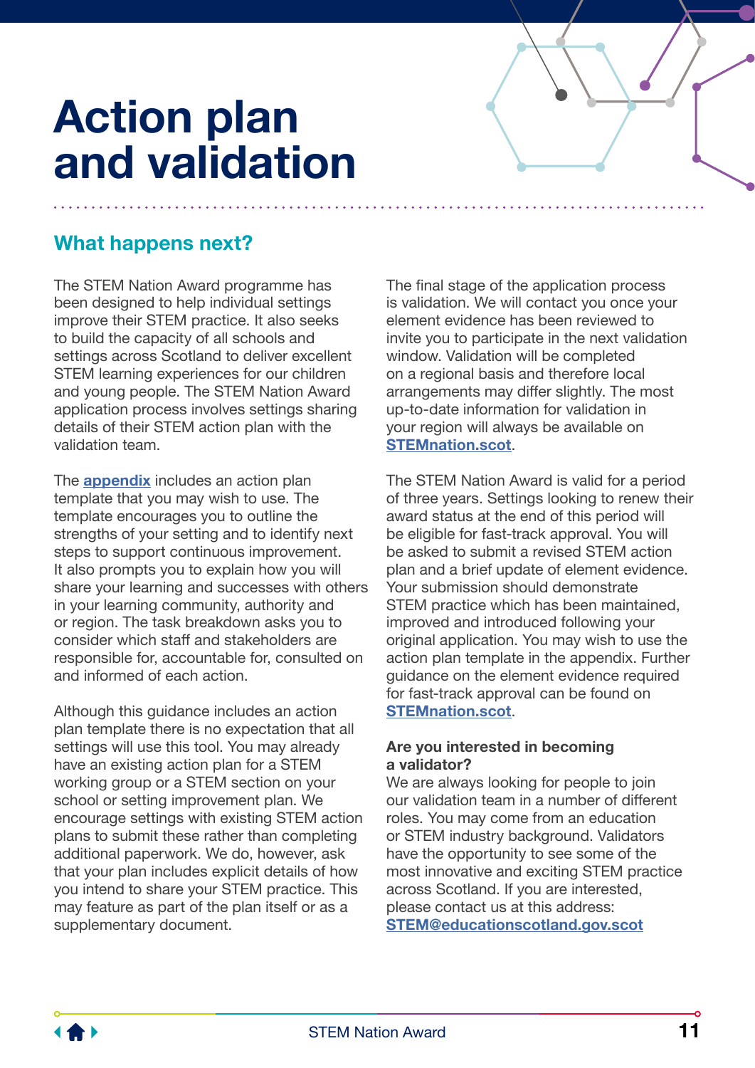# Action plan and validation

## What happens next?

The STEM Nation Award programme has been designed to help individual settings improve their STEM practice. It also seeks to build the capacity of all schools and settings across Scotland to deliver excellent STEM learning experiences for our children and young people. The STEM Nation Award application process involves settings sharing details of their STEM action plan with the validation team.

The **appendix** includes an action plan template that you may wish to use. The template encourages you to outline the strengths of your setting and to identify next steps to support continuous improvement. It also prompts you to explain how you will share your learning and successes with others in your learning community, authority and or region. The task breakdown asks you to consider which staff and stakeholders are responsible for, accountable for, consulted on and informed of each action.

Although this guidance includes an action plan template there is no expectation that all settings will use this tool. You may already have an existing action plan for a STEM working group or a STEM section on your school or setting improvement plan. We encourage settings with existing STEM action plans to submit these rather than completing additional paperwork. We do, however, ask that your plan includes explicit details of how you intend to share your STEM practice. This may feature as part of the plan itself or as a supplementary document.

The final stage of the application process is validation. We will contact you once your element evidence has been reviewed to invite you to participate in the next validation window. Validation will be completed on a regional basis and therefore local arrangements may differ slightly. The most up-to-date information for validation in your region will always be available on **STEMnation.scot**.

The STEM Nation Award is valid for a period of three years. Settings looking to renew their award status at the end of this period will be eligible for fast-track approval. You will be asked to submit a revised STEM action plan and a brief update of element evidence. Your submission should demonstrate STEM practice which has been maintained, improved and introduced following your original application. You may wish to use the action plan template in the appendix. Further guidance on the element evidence required for fast-track approval can be found on **STEMnation.scot**.

**Are you interested in becoming a validator?**

We are always looking for people to join our validation team in a number of different roles. You may come from an education or STEM industry background. Validators have the opportunity to see some of the most innovative and exciting STEM practice across Scotland. If you are interested, please contact us at this address: **STEM@educationscotland.gov.scot**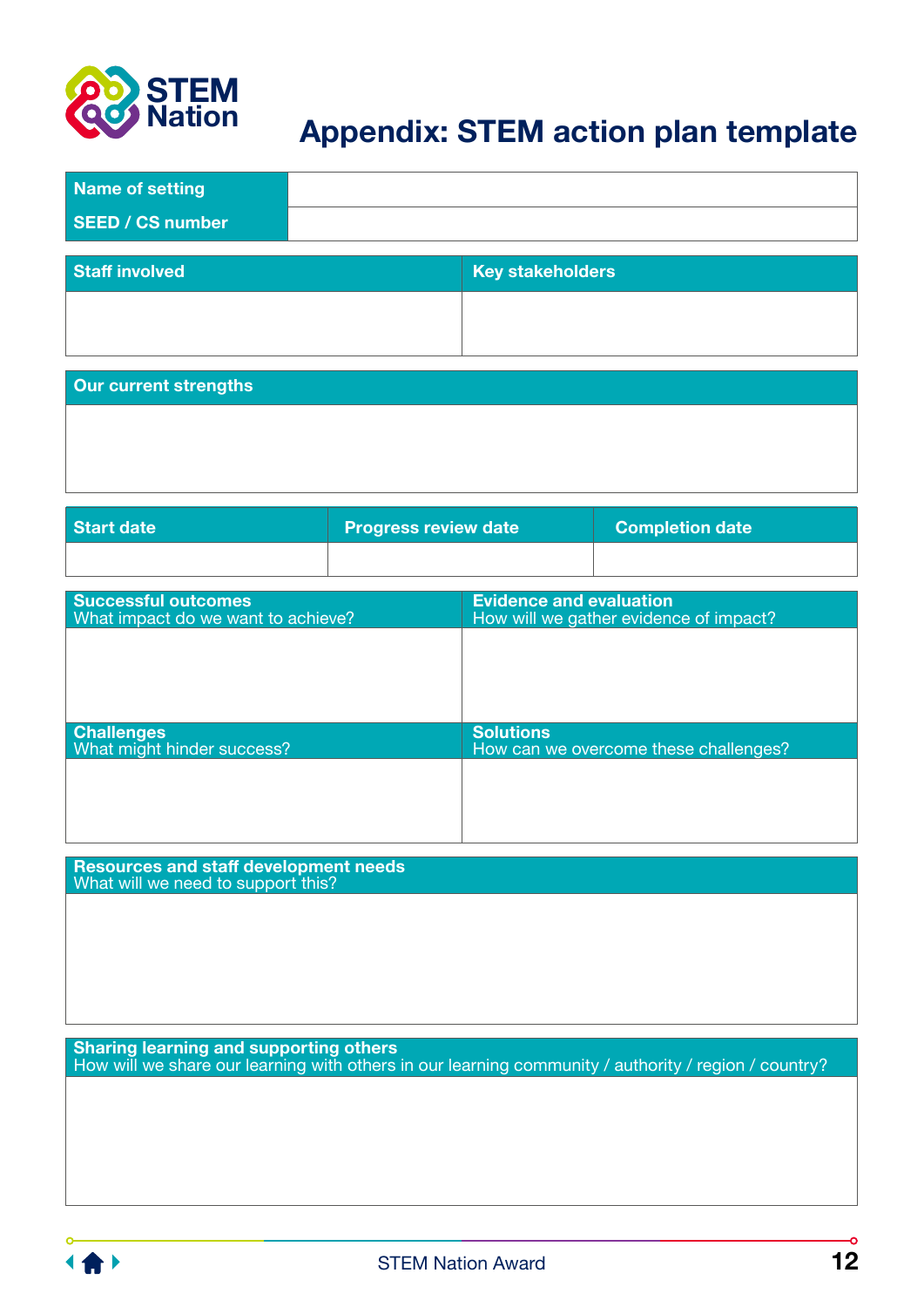# Appendix: STEM action plan template

| Name of setting | |
|---|---|
| SEED / CS number | |

| Staff involved | Key stakeholders |
|---|---|
| | |

| Our current strengths |
|---|
| |

| Start date | Progress review date | Completion date |
|---|---|---|
| | | |

| **Successful outcomes** What impact do we want to achieve? | **Evidence and evaluation** How will we gather evidence of impact? |
|---|---|
| | |
| **Challenges** What might hinder success? | **Solutions** How can we overcome these challenges? |
| | |

| **Resources and staff development needs** What will we need to support this? |
|---|
| |

| **Sharing learning and supporting others** How will we share our learning with others in our learning community / authority / region / country? |
|---|
| |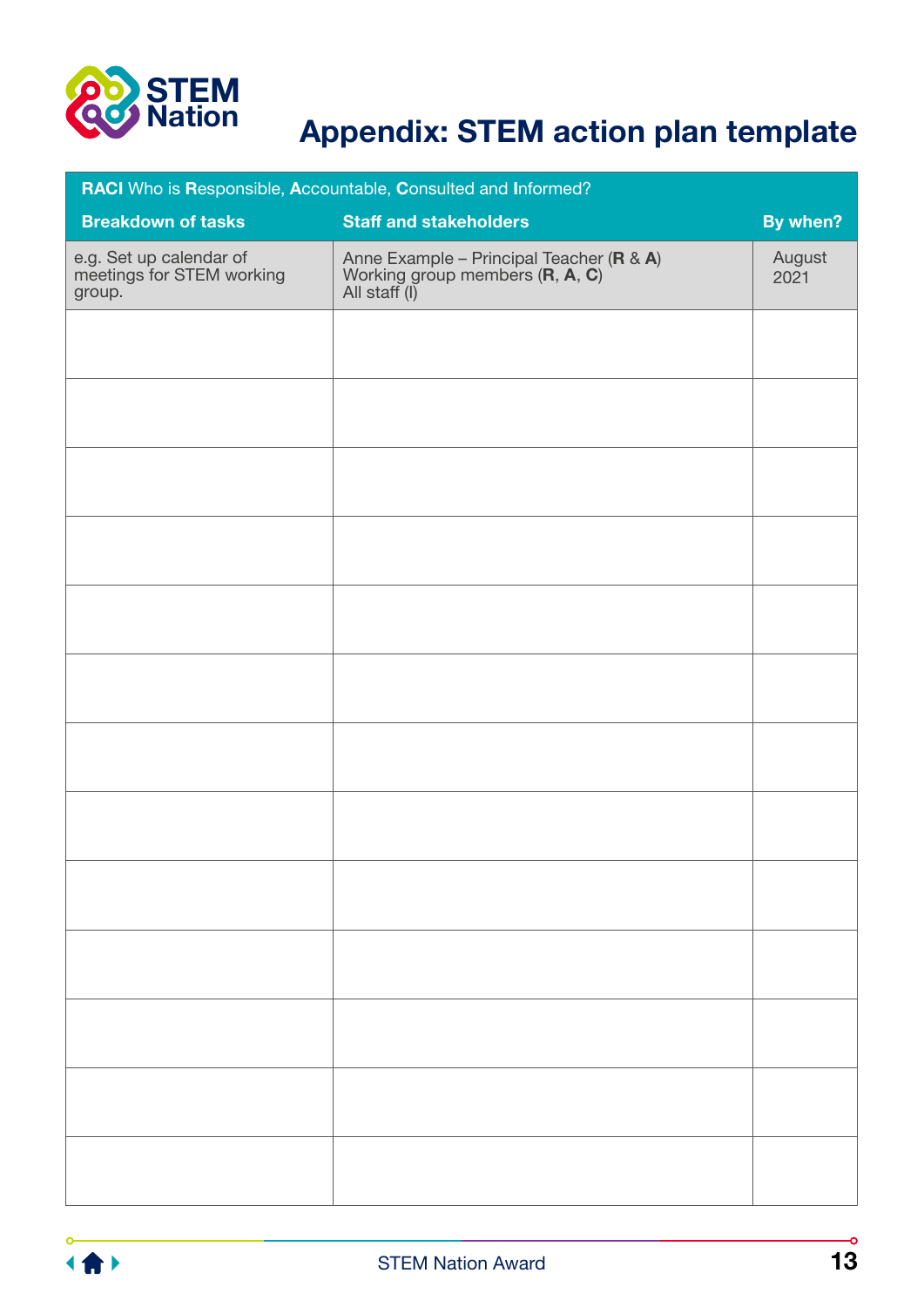# Appendix: STEM action plan template

| **RACI** Who is **R**esponsible, **A**ccountable, **C**onsulted and **I**nformed? | | |
|---|---|---|
| **Breakdown of tasks** | **Staff and stakeholders** | **By when?** |
| e.g. Set up calendar of meetings for STEM working group. | Anne Example – Principal Teacher (**R** & **A**)<br>Working group members (**R**, **A**, **C**)<br>All staff (I) | August 2021 |
| | | |
| | | |
| | | |
| | | |
| | | |
| | | |
| | | |
| | | |
| | | |
| | | |
| | | |
| | | |
| | | |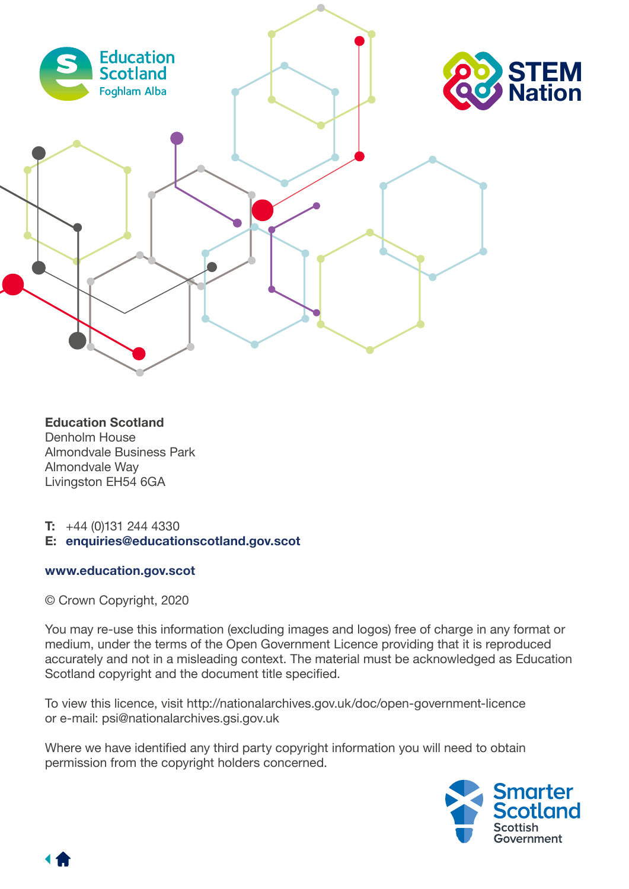**Education Scotland**
Denholm House
Almondvale Business Park
Almondvale Way
Livingston EH54 6GA

**T:** +44 (0)131 244 4330
**E:** **enquiries@educationscotland.gov.scot**

**www.education.gov.scot**

© Crown Copyright, 2020

You may re-use this information (excluding images and logos) free of charge in any format or medium, under the terms of the Open Government Licence providing that it is reproduced accurately and not in a misleading context. The material must be acknowledged as Education Scotland copyright and the document title specified.

To view this licence, visit http://nationalarchives.gov.uk/doc/open-government-licence or e-mail: psi@nationalarchives.gsi.gov.uk

Where we have identified any third party copyright information you will need to obtain permission from the copyright holders concerned.